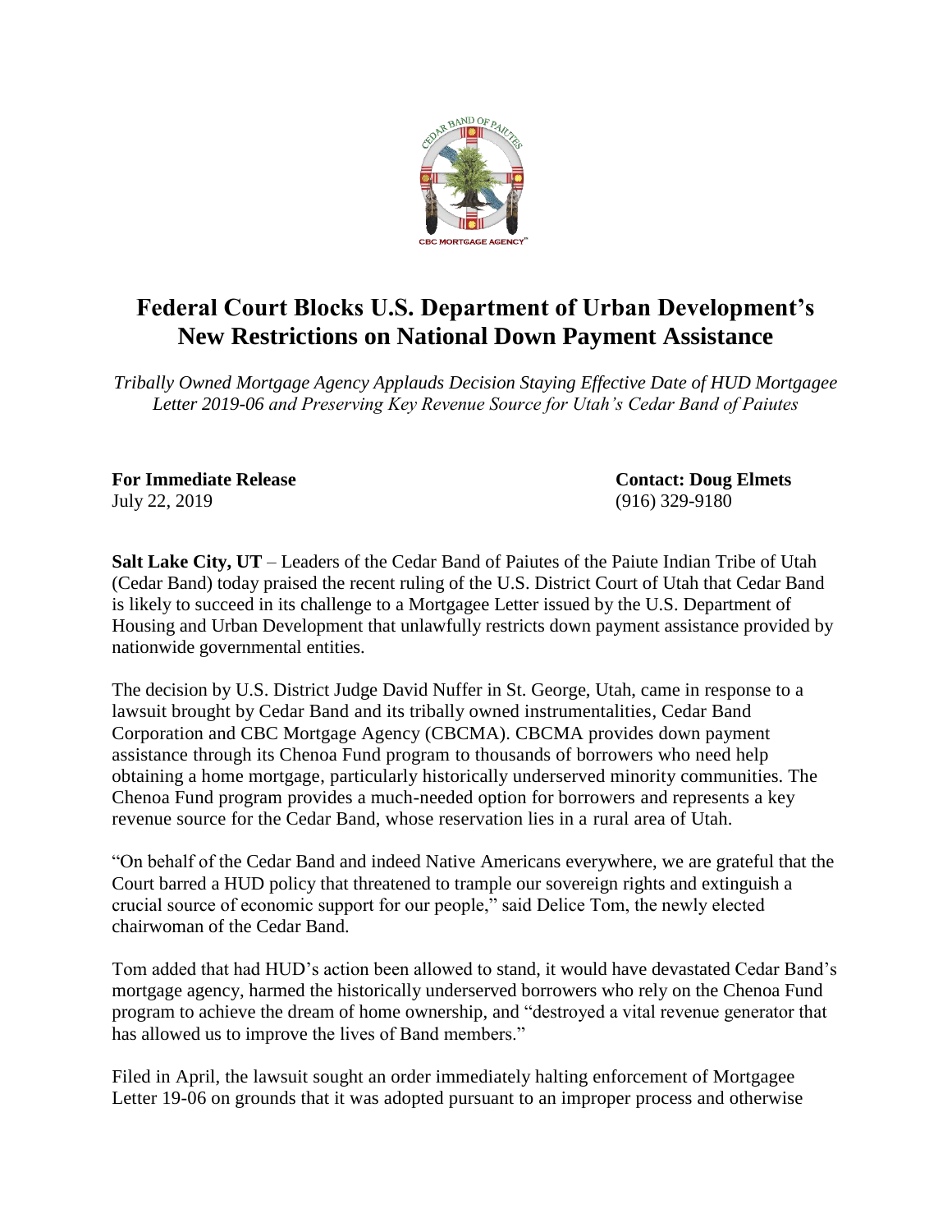# Federal Court Blocks U.S. Department of Urban Development's New Restrictions on National Down Payment Assistance

*Tribally Owned Mortgage Agency Applauds Decision Staying Effective Date of HUD Mortgagee Letter 2019-06 and Preserving Key Revenue Source for Utah's Cedar Band of Paiutes*

**For Immediate Release** 
July 22, 2019

**Contact: Doug Elmets** 
(916) 329-9180

**Salt Lake City, UT** – Leaders of the Cedar Band of Paiutes of the Paiute Indian Tribe of Utah (Cedar Band) today praised the recent ruling of the U.S. District Court of Utah that Cedar Band is likely to succeed in its challenge to a Mortgagee Letter issued by the U.S. Department of Housing and Urban Development that unlawfully restricts down payment assistance provided by nationwide governmental entities.

The decision by U.S. District Judge David Nuffer in St. George, Utah, came in response to a lawsuit brought by Cedar Band and its tribally owned instrumentalities, Cedar Band Corporation and CBC Mortgage Agency (CBCMA). CBCMA provides down payment assistance through its Chenoa Fund program to thousands of borrowers who need help obtaining a home mortgage, particularly historically underserved minority communities. The Chenoa Fund program provides a much-needed option for borrowers and represents a key revenue source for the Cedar Band, whose reservation lies in a rural area of Utah.

"On behalf of the Cedar Band and indeed Native Americans everywhere, we are grateful that the Court barred a HUD policy that threatened to trample our sovereign rights and extinguish a crucial source of economic support for our people," said Delice Tom, the newly elected chairwoman of the Cedar Band.

Tom added that had HUD's action been allowed to stand, it would have devastated Cedar Band's mortgage agency, harmed the historically underserved borrowers who rely on the Chenoa Fund program to achieve the dream of home ownership, and "destroyed a vital revenue generator that has allowed us to improve the lives of Band members."

Filed in April, the lawsuit sought an order immediately halting enforcement of Mortgagee Letter 19-06 on grounds that it was adopted pursuant to an improper process and otherwise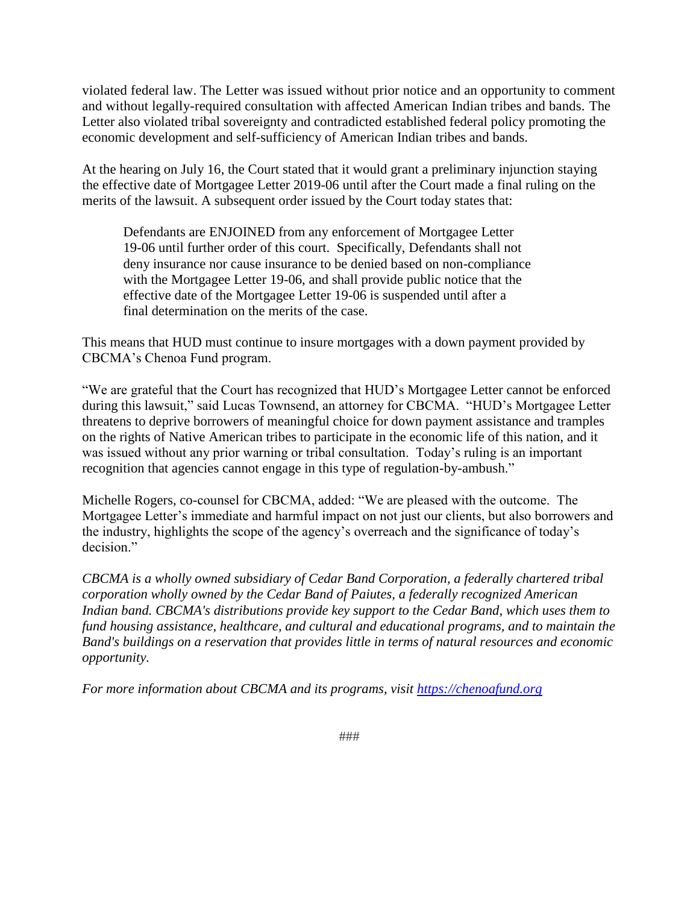violated federal law. The Letter was issued without prior notice and an opportunity to comment and without legally-required consultation with affected American Indian tribes and bands. The Letter also violated tribal sovereignty and contradicted established federal policy promoting the economic development and self-sufficiency of American Indian tribes and bands.

At the hearing on July 16, the Court stated that it would grant a preliminary injunction staying the effective date of Mortgagee Letter 2019-06 until after the Court made a final ruling on the merits of the lawsuit. A subsequent order issued by the Court today states that:

> Defendants are ENJOINED from any enforcement of Mortgagee Letter 19-06 until further order of this court. Specifically, Defendants shall not deny insurance nor cause insurance to be denied based on non-compliance with the Mortgagee Letter 19-06, and shall provide public notice that the effective date of the Mortgagee Letter 19-06 is suspended until after a final determination on the merits of the case.

This means that HUD must continue to insure mortgages with a down payment provided by CBCMA's Chenoa Fund program.

"We are grateful that the Court has recognized that HUD's Mortgagee Letter cannot be enforced during this lawsuit," said Lucas Townsend, an attorney for CBCMA. "HUD's Mortgagee Letter threatens to deprive borrowers of meaningful choice for down payment assistance and tramples on the rights of Native American tribes to participate in the economic life of this nation, and it was issued without any prior warning or tribal consultation. Today's ruling is an important recognition that agencies cannot engage in this type of regulation-by-ambush."

Michelle Rogers, co-counsel for CBCMA, added: "We are pleased with the outcome. The Mortgagee Letter's immediate and harmful impact on not just our clients, but also borrowers and the industry, highlights the scope of the agency's overreach and the significance of today's decision."

*CBCMA is a wholly owned subsidiary of Cedar Band Corporation, a federally chartered tribal corporation wholly owned by the Cedar Band of Paiutes, a federally recognized American Indian band. CBCMA's distributions provide key support to the Cedar Band, which uses them to fund housing assistance, healthcare, and cultural and educational programs, and to maintain the Band's buildings on a reservation that provides little in terms of natural resources and economic opportunity.*

*For more information about CBCMA and its programs, visit [https://chenoafund.org](https://chenoafund.org)*

###